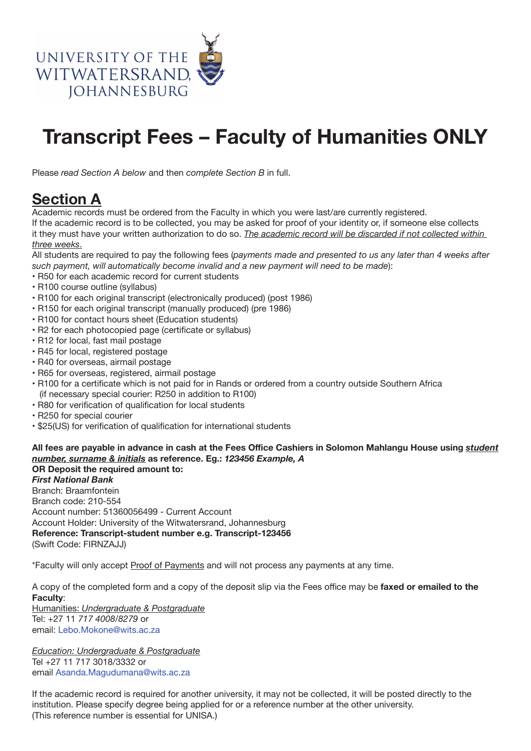UNIVERSITY OF THE WITWATERSRAND, JOHANNESBURG

# Transcript Fees – Faculty of Humanities ONLY

Please *read Section A below* and then *complete Section B* in full.

## Section A

Academic records must be ordered from the Faculty in which you were last/are currently registered.
If the academic record is to be collected, you may be asked for proof of your identity or, if someone else collects it they must have your written authorization to do so. *The academic record will be discarded if not collected within three weeks*.
All students are required to pay the following fees (*payments made and presented to us any later than 4 weeks after such payment, will automatically become invalid and a new payment will need to be made*):

- R50 for each academic record for current students
- R100 course outline (syllabus)
- R100 for each original transcript (electronically produced) (post 1986)
- R150 for each original transcript (manually produced) (pre 1986)
- R100 for contact hours sheet (Education students)
- R2 for each photocopied page (certificate or syllabus)
- R12 for local, fast mail postage
- R45 for local, registered postage
- R40 for overseas, airmail postage
- R65 for overseas, registered, airmail postage
- R100 for a certificate which is not paid for in Rands or ordered from a country outside Southern Africa (if necessary special courier: R250 in addition to R100)
- R80 for verification of qualification for local students
- R250 for special courier
- $25(US) for verification of qualification for international students

**All fees are payable in advance in cash at the Fees Office Cashiers in Solomon Mahlangu House using *student number, surname & initials* as reference. Eg.: *123456 Example, A***
**OR Deposit the required amount to:**
***First National Bank***
Branch: Braamfontein
Branch code: 210-554
Account number: 51360056499 - Current Account
Account Holder: University of the Witwatersrand, Johannesburg
**Reference: Transcript-student number e.g. Transcript-123456**
(Swift Code: FIRNZAJJ)

*Faculty will only accept Proof of Payments and will not process any payments at any time.

A copy of the completed form and a copy of the deposit slip via the Fees office may be **faxed or emailed to the Faculty**:
Humanities: *Undergraduate & Postgraduate*
Tel: +27 11 *717 4008/8279* or
email: Lebo.Mokone@wits.ac.za

*Education: Undergraduate & Postgraduate*
Tel +27 11 717 3018/3332 or
email Asanda.Magudumana@wits.ac.za

If the academic record is required for another university, it may not be collected, it will be posted directly to the institution. Please specify degree being applied for or a reference number at the other university.
(This reference number is essential for UNISA.)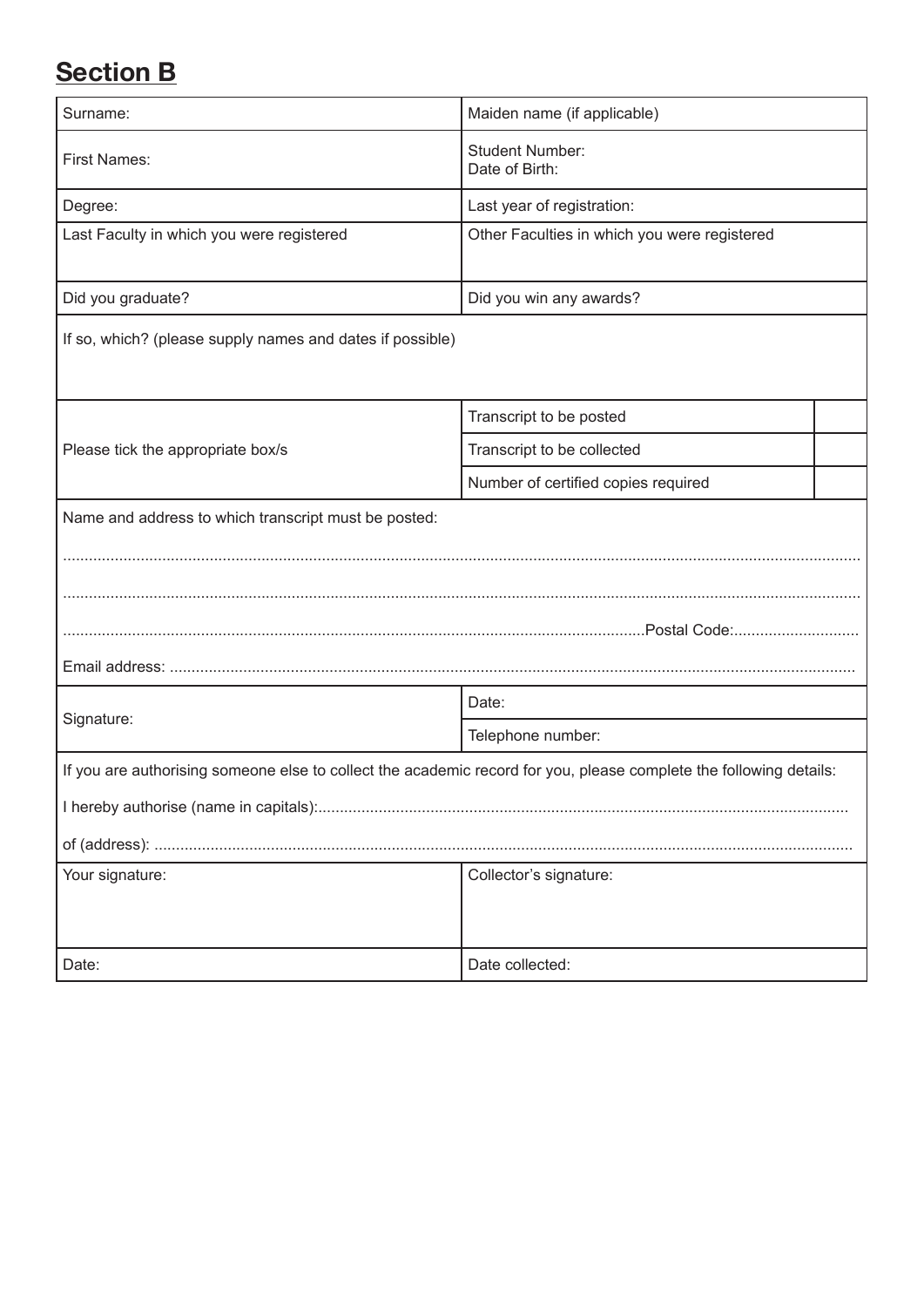## Section B

| | | |
|---|---|---|
| Surname: | Maiden name (if applicable) | |
| First Names: | Student Number:<br>Date of Birth: | |
| Degree: | Last year of registration: | |
| Last Faculty in which you were registered | Other Faculties in which you were registered | |
| Did you graduate? | Did you win any awards? | |
| If so, which? (please supply names and dates if possible) | | |
| Please tick the appropriate box/s | Transcript to be posted | |
| | Transcript to be collected | |
| | Number of certified copies required | |

Name and address to which transcript must be posted:

.....................................................................................................................................................................

.....................................................................................................................................................................

.....................................................................................................................................Postal Code:.............................

Email address: ...........................................................................................................................................................

| | |
|---|---|
| Signature: | Date: |
| | Telephone number: |

If you are authorising someone else to collect the academic record for you, please complete the following details:

I hereby authorise (name in capitals):.........................................................................................................................

of (address): ...............................................................................................................................................................

| | |
|---|---|
| Your signature: | Collector's signature: |
| Date: | Date collected: |